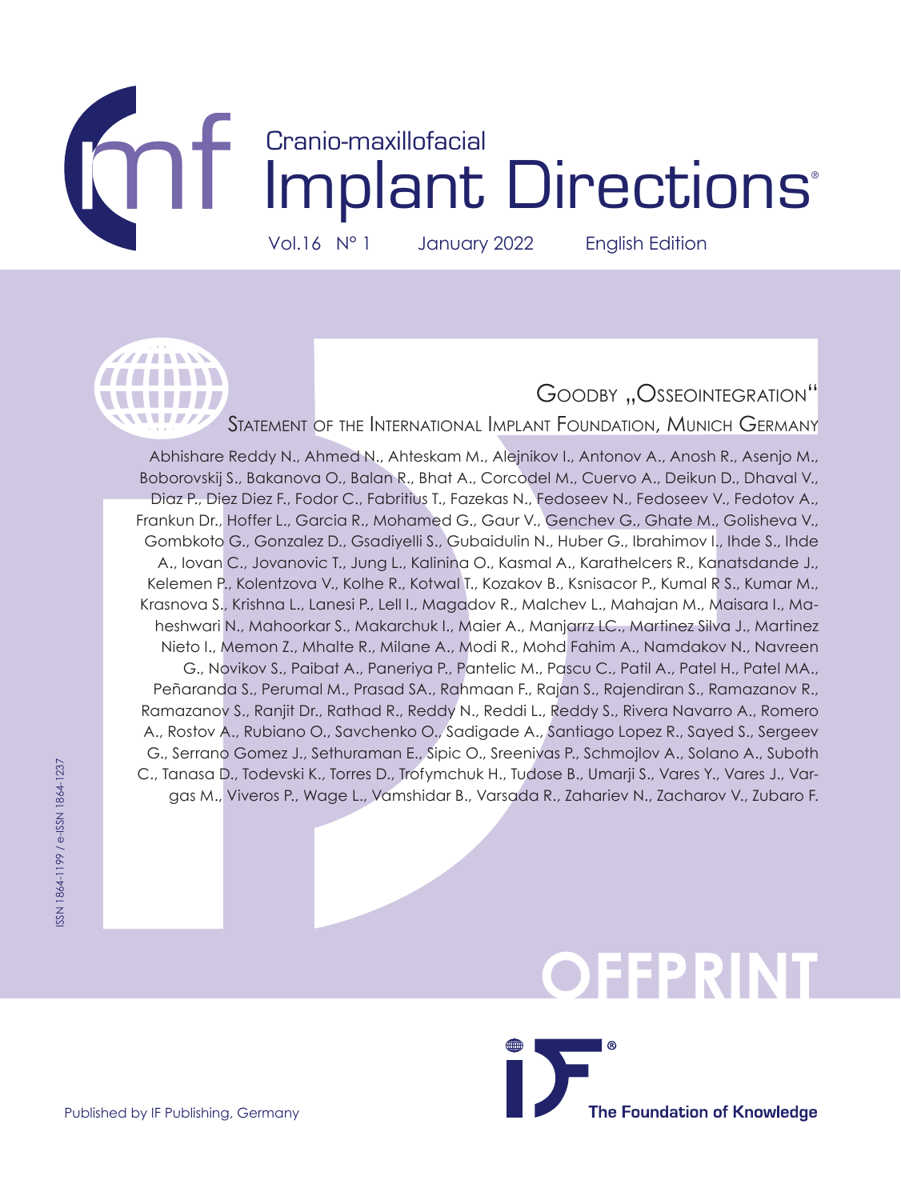# Cranio-maxillofacial Implant Directions®

Vol.16 N° 1 January 2022 English Edition

## Goodby „Osseointegration“

### Statement of the International Implant Foundation, Munich Germany

Abhishare Reddy N., Ahmed N., Ahteskam M., Alejnikov I., Antonov A., Anosh R., Asenjo M., Boborovskij S., Bakanova O., Balan R., Bhat A., Corcodel M., Cuervo A., Deikun D., Dhaval V., Diaz P., Diez Diez F., Fodor C., Fabritius T., Fazekas N., Fedoseev N., Fedoseev V., Fedotov A., Frankun Dr., Hoffer L., Garcia R., Mohamed G., Gaur V., Genchev G., Ghate M., Golisheva V., Gombkoto G., Gonzalez D., Gsadiyelli S., Gubaidulin N., Huber G., Ibrahimov I., Ihde S., Ihde A., Iovan C., Jovanovic T., Jung L., Kalinina O., Kasmal A., Karathelcers R., Kanatsdande J., Kelemen P., Kolentzova V., Kolhe R., Kotwal T., Kozakov B., Ksnisacor P., Kumal R S., Kumar M., Krasnova S., Krishna L., Lanesi P., Lell I., Magadov R., Malchev L., Mahajan M., Maisara I., Maheshwari N., Mahoorkar S., Makarchuk I., Maier A., Manjarrz LC., Martinez Silva J., Martinez Nieto I., Memon Z., Mhalte R., Milane A., Modi R., Mohd Fahim A., Namdakov N., Navreen G., Novikov S., Paibat A., Paneriya P., Pantelic M., Pascu C., Patil A., Patel H., Patel MA., Peñaranda S., Perumal M., Prasad SA., Rahmaan F., Rajan S., Rajendiran S., Ramazanov R., Ramazanov S., Ranjit Dr., Rathad R., Reddy N., Reddi L., Reddy S., Rivera Navarro A., Romero A., Rostov A., Rubiano O., Savchenko O., Sadigade A., Santiago Lopez R., Sayed S., Sergeev G., Serrano Gomez J., Sethuraman E., Sipic O., Sreenivas P., Schmojlov A., Solano A., Suboth C., Tanasa D., Todevski K., Torres D., Trofymchuk H., Tudose B., Umarji S., Vares Y., Vares J., Vargas M., Viveros P., Wage L., Vamshidar B., Varsada R., Zahariev N., Zacharov V., Zubaro F.

ISSN 1864-1199 / e-ISSN 1864-1237

OFFPRINT

Published by IF Publishing, Germany

The Foundation of Knowledge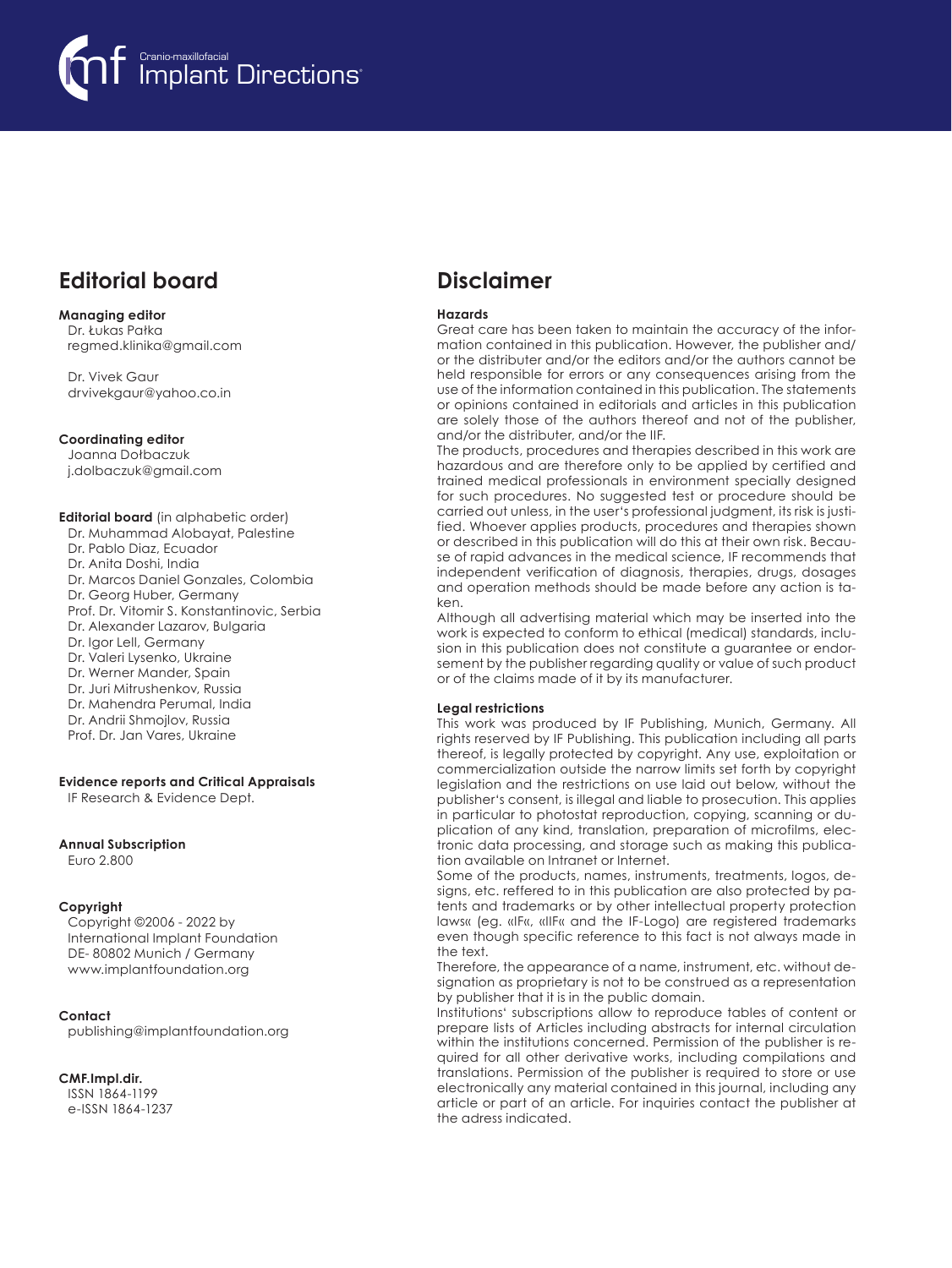## Editorial board

**Managing editor**
Dr. Łukas Pałka
regmed.klinika@gmail.com

Dr. Vivek Gaur
drvivekgaur@yahoo.co.in

**Coordinating editor**
Joanna Dołbaczuk
j.dolbaczuk@gmail.com

**Editorial board** (in alphabetic order)
Dr. Muhammad Alobayat, Palestine
Dr. Pablo Diaz, Ecuador
Dr. Anita Doshi, India
Dr. Marcos Daniel Gonzales, Colombia
Dr. Georg Huber, Germany
Prof. Dr. Vitomir S. Konstantinovic, Serbia
Dr. Alexander Lazarov, Bulgaria
Dr. Igor Lell, Germany
Dr. Valeri Lysenko, Ukraine
Dr. Werner Mander, Spain
Dr. Juri Mitrushenkov, Russia
Dr. Mahendra Perumal, India
Dr. Andrii Shmojlov, Russia
Prof. Dr. Jan Vares, Ukraine

**Evidence reports and Critical Appraisals**
IF Research & Evidence Dept.

**Annual Subscription**
Euro 2.800

**Copyright**
Copyright ©2006 - 2022 by
International Implant Foundation
DE- 80802 Munich / Germany
www.implantfoundation.org

**Contact**
publishing@implantfoundation.org

**CMF.Impl.dir.**
ISSN 1864-1199
e-ISSN 1864-1237

## Disclaimer

**Hazards**
Great care has been taken to maintain the accuracy of the information contained in this publication. However, the publisher and/or the distributer and/or the editors and/or the authors cannot be held responsible for errors or any consequences arising from the use of the information contained in this publication. The statements or opinions contained in editorials and articles in this publication are solely those of the authors thereof and not of the publisher, and/or the distributer, and/or the IIF.
The products, procedures and therapies described in this work are hazardous and are therefore only to be applied by certified and trained medical professionals in environment specially designed for such procedures. No suggested test or procedure should be carried out unless, in the user's professional judgment, its risk is justified. Whoever applies products, procedures and therapies shown or described in this publication will do this at their own risk. Because of rapid advances in the medical science, IF recommends that independent verification of diagnosis, therapies, drugs, dosages and operation methods should be made before any action is taken.
Although all advertising material which may be inserted into the work is expected to conform to ethical (medical) standards, inclusion in this publication does not constitute a guarantee or endorsement by the publisher regarding quality or value of such product or of the claims made of it by its manufacturer.

**Legal restrictions**
This work was produced by IF Publishing, Munich, Germany. All rights reserved by IF Publishing. This publication including all parts thereof, is legally protected by copyright. Any use, exploitation or commercialization outside the narrow limits set forth by copyright legislation and the restrictions on use laid out below, without the publisher's consent, is illegal and liable to prosecution. This applies in particular to photostat reproduction, copying, scanning or duplication of any kind, translation, preparation of microfilms, electronic data processing, and storage such as making this publication available on Intranet or Internet.
Some of the products, names, instruments, treatments, logos, designs, etc. reffered to in this publication are also protected by patents and trademarks or by other intellectual property protection laws« (eg. «IF«, «IIF« and the IF-Logo) are registered trademarks even though specific reference to this fact is not always made in the text.
Therefore, the appearance of a name, instrument, etc. without designation as proprietary is not to be construed as a representation by publisher that it is in the public domain.
Institutions' subscriptions allow to reproduce tables of content or prepare lists of Articles including abstracts for internal circulation within the institutions concerned. Permission of the publisher is required for all other derivative works, including compilations and translations. Permission of the publisher is required to store or use electronically any material contained in this journal, including any article or part of an article. For inquiries contact the publisher at the adress indicated.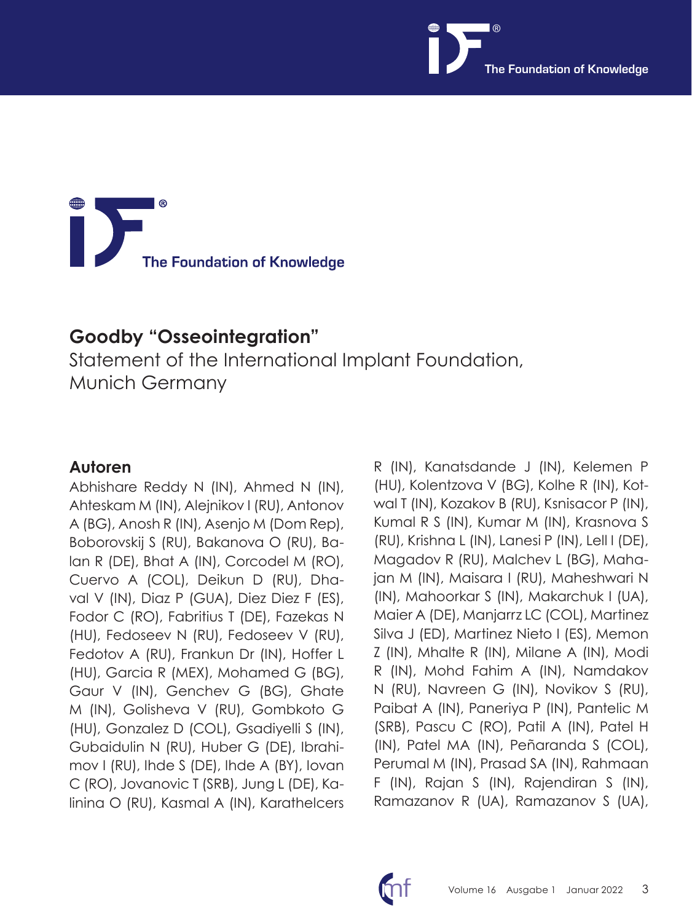The Foundation of Knowledge

## Goodby "Osseointegration"

Statement of the International Implant Foundation, Munich Germany

### Autoren

Abhishare Reddy N (IN), Ahmed N (IN), Ahteskam M (IN), Alejnikov I (RU), Antonov A (BG), Anosh R (IN), Asenjo M (Dom Rep), Boborovskij S (RU), Bakanova O (RU), Balan R (DE), Bhat A (IN), Corcodel M (RO), Cuervo A (COL), Deikun D (RU), Dhaval V (IN), Diaz P (GUA), Diez Diez F (ES), Fodor C (RO), Fabritius T (DE), Fazekas N (HU), Fedoseev N (RU), Fedoseev V (RU), Fedotov A (RU), Frankun Dr (IN), Hoffer L (HU), Garcia R (MEX), Mohamed G (BG), Gaur V (IN), Genchev G (BG), Ghate M (IN), Golisheva V (RU), Gombkoto G (HU), Gonzalez D (COL), Gsadiyelli S (IN), Gubaidulin N (RU), Huber G (DE), Ibrahimov I (RU), Ihde S (DE), Ihde A (BY), Iovan C (RO), Jovanovic T (SRB), Jung L (DE), Kalinina O (RU), Kasmal A (IN), Karathelcers R (IN), Kanatsdande J (IN), Kelemen P (HU), Kolentzova V (BG), Kolhe R (IN), Kotwal T (IN), Kozakov B (RU), Ksnisacor P (IN), Kumal R S (IN), Kumar M (IN), Krasnova S (RU), Krishna L (IN), Lanesi P (IN), Lell I (DE), Magadov R (RU), Malchev L (BG), Mahajan M (IN), Maisara I (RU), Maheshwari N (IN), Mahoorkar S (IN), Makarchuk I (UA), Maier A (DE), Manjarrz LC (COL), Martinez Silva J (ED), Martinez Nieto I (ES), Memon Z (IN), Mhalte R (IN), Milane A (IN), Modi R (IN), Mohd Fahim A (IN), Namdakov N (RU), Navreen G (IN), Novikov S (RU), Paibat A (IN), Paneriya P (IN), Pantelic M (SRB), Pascu C (RO), Patil A (IN), Patel H (IN), Patel MA (IN), Peñaranda S (COL), Perumal M (IN), Prasad SA (IN), Rahmaan F (IN), Rajan S (IN), Rajendiran S (IN), Ramazanov R (UA), Ramazanov S (UA),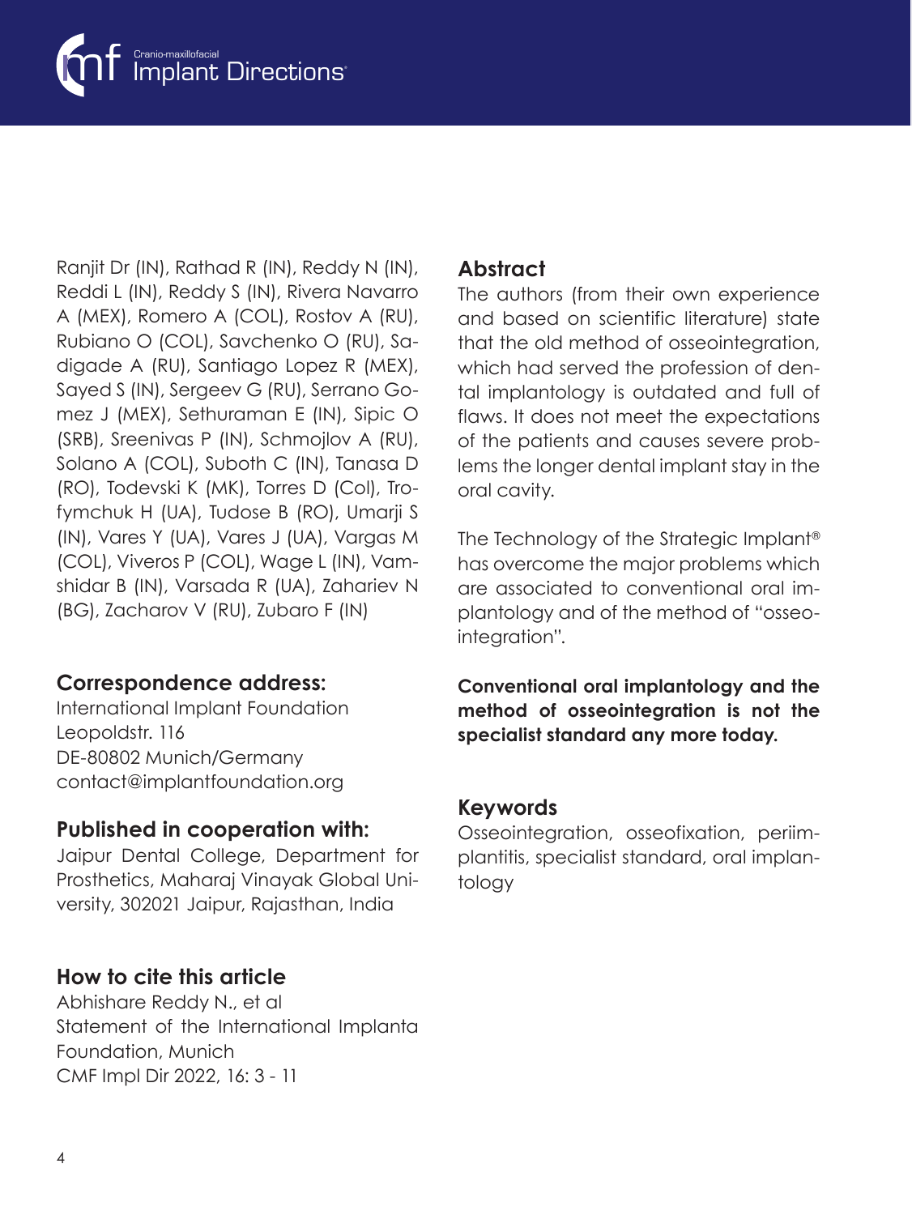Ranjit Dr (IN), Rathad R (IN), Reddy N (IN), Reddi L (IN), Reddy S (IN), Rivera Navarro A (MEX), Romero A (COL), Rostov A (RU), Rubiano O (COL), Savchenko O (RU), Sadigade A (RU), Santiago Lopez R (MEX), Sayed S (IN), Sergeev G (RU), Serrano Gomez J (MEX), Sethuraman E (IN), Sipic O (SRB), Sreenivas P (IN), Schmojlov A (RU), Solano A (COL), Suboth C (IN), Tanasa D (RO), Todevski K (MK), Torres D (Col), Trofymchuk H (UA), Tudose B (RO), Umarji S (IN), Vares Y (UA), Vares J (UA), Vargas M (COL), Viveros P (COL), Wage L (IN), Vamshidar B (IN), Varsada R (UA), Zahariev N (BG), Zacharov V (RU), Zubaro F (IN)

### Correspondence address:

International Implant Foundation
Leopoldstr. 116
DE-80802 Munich/Germany
contact@implantfoundation.org

### Published in cooperation with:

Jaipur Dental College, Department for Prosthetics, Maharaj Vinayak Global University, 302021 Jaipur, Rajasthan, India

### How to cite this article

Abhishare Reddy N., et al
Statement of the International Implanta Foundation, Munich
CMF Impl Dir 2022, 16: 3 - 11

## Abstract

The authors (from their own experience and based on scientific literature) state that the old method of osseointegration, which had served the profession of dental implantology is outdated and full of flaws. It does not meet the expectations of the patients and causes severe problems the longer dental implant stay in the oral cavity.

The Technology of the Strategic Implant® has overcome the major problems which are associated to conventional oral implantology and of the method of "osseointegration".

**Conventional oral implantology and the method of osseointegration is not the specialist standard any more today.**

## Keywords

Osseointegration, osseofixation, periimplantitis, specialist standard, oral implantology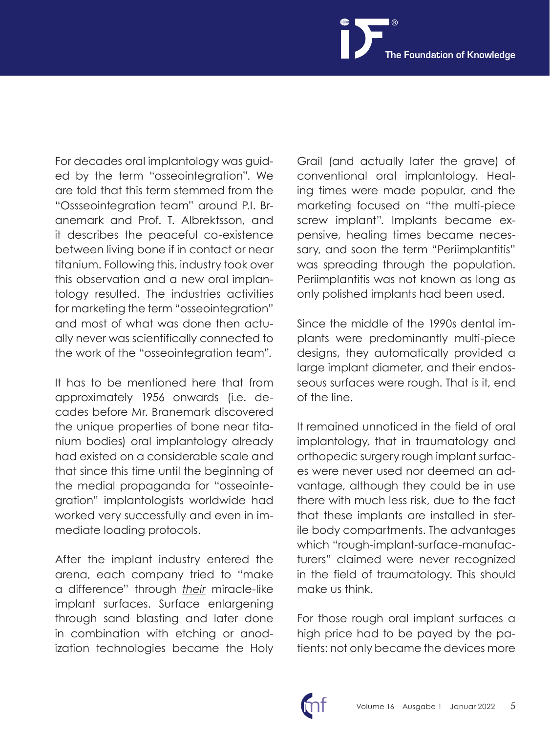For decades oral implantology was guided by the term "osseointegration". We are told that this term stemmed from the "Ossseointegration team" around P.I. Branemark and Prof. T. Albrektsson, and it describes the peaceful co-existence between living bone if in contact or near titanium. Following this, industry took over this observation and a new oral implantology resulted. The industries activities for marketing the term "osseointegration" and most of what was done then actually never was scientifically connected to the work of the "osseointegration team".

It has to be mentioned here that from approximately 1956 onwards (i.e. decades before Mr. Branemark discovered the unique properties of bone near titanium bodies) oral implantology already had existed on a considerable scale and that since this time until the beginning of the medial propaganda for "osseointegration" implantologists worldwide had worked very successfully and even in immediate loading protocols.

After the implant industry entered the arena, each company tried to "make a difference" through *their* miracle-like implant surfaces. Surface enlargening through sand blasting and later done in combination with etching or anodization technologies became the Holy Grail (and actually later the grave) of conventional oral implantology. Healing times were made popular, and the marketing focused on "the multi-piece screw implant". Implants became expensive, healing times became necessary, and soon the term "Periimplantitis" was spreading through the population. Periimplantitis was not known as long as only polished implants had been used.

Since the middle of the 1990s dental implants were predominantly multi-piece designs, they automatically provided a large implant diameter, and their endosseous surfaces were rough. That is it, end of the line.

It remained unnoticed in the field of oral implantology, that in traumatology and orthopedic surgery rough implant surfaces were never used nor deemed an advantage, although they could be in use there with much less risk, due to the fact that these implants are installed in sterile body compartments. The advantages which "rough-implant-surface-manufacturers" claimed were never recognized in the field of traumatology. This should make us think.

For those rough oral implant surfaces a high price had to be payed by the patients: not only became the devices more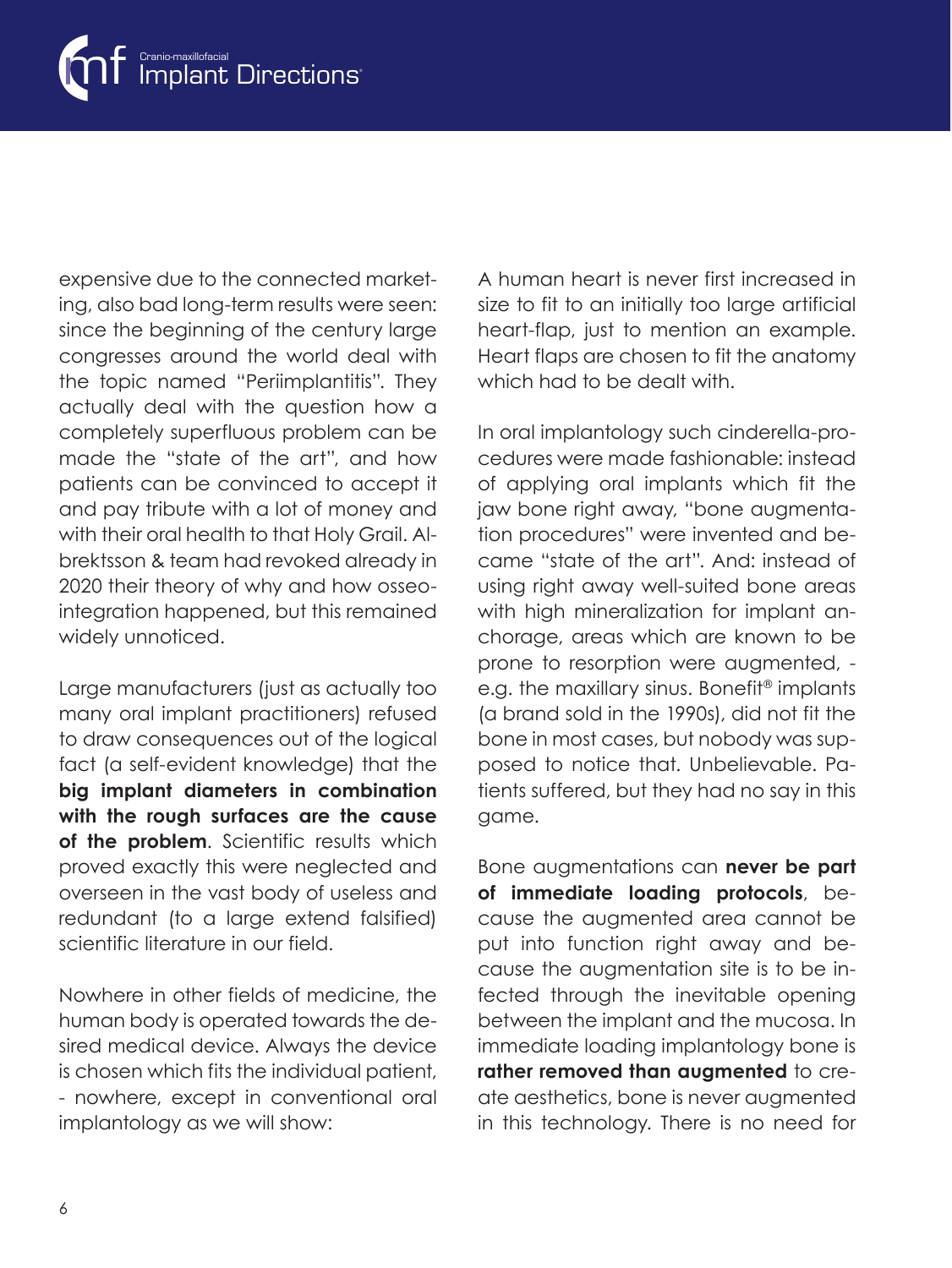expensive due to the connected marketing, also bad long-term results were seen: since the beginning of the century large congresses around the world deal with the topic named "Periimplantitis". They actually deal with the question how a completely superfluous problem can be made the "state of the art", and how patients can be convinced to accept it and pay tribute with a lot of money and with their oral health to that Holy Grail. Albrektsson & team had revoked already in 2020 their theory of why and how osseointegration happened, but this remained widely unnoticed.

Large manufacturers (just as actually too many oral implant practitioners) refused to draw consequences out of the logical fact (a self-evident knowledge) that the **big implant diameters in combination with the rough surfaces are the cause of the problem**. Scientific results which proved exactly this were neglected and overseen in the vast body of useless and redundant (to a large extend falsified) scientific literature in our field.

Nowhere in other fields of medicine, the human body is operated towards the desired medical device. Always the device is chosen which fits the individual patient, - nowhere, except in conventional oral implantology as we will show:

A human heart is never first increased in size to fit to an initially too large artificial heart-flap, just to mention an example. Heart flaps are chosen to fit the anatomy which had to be dealt with.

In oral implantology such cinderella-procedures were made fashionable: instead of applying oral implants which fit the jaw bone right away, "bone augmentation procedures" were invented and became "state of the art". And: instead of using right away well-suited bone areas with high mineralization for implant anchorage, areas which are known to be prone to resorption were augmented, - e.g. the maxillary sinus. Bonefit® implants (a brand sold in the 1990s), did not fit the bone in most cases, but nobody was supposed to notice that. Unbelievable. Patients suffered, but they had no say in this game.

Bone augmentations can **never be part of immediate loading protocols**, because the augmented area cannot be put into function right away and because the augmentation site is to be infected through the inevitable opening between the implant and the mucosa. In immediate loading implantology bone is **rather removed than augmented** to create aesthetics, bone is never augmented in this technology. There is no need for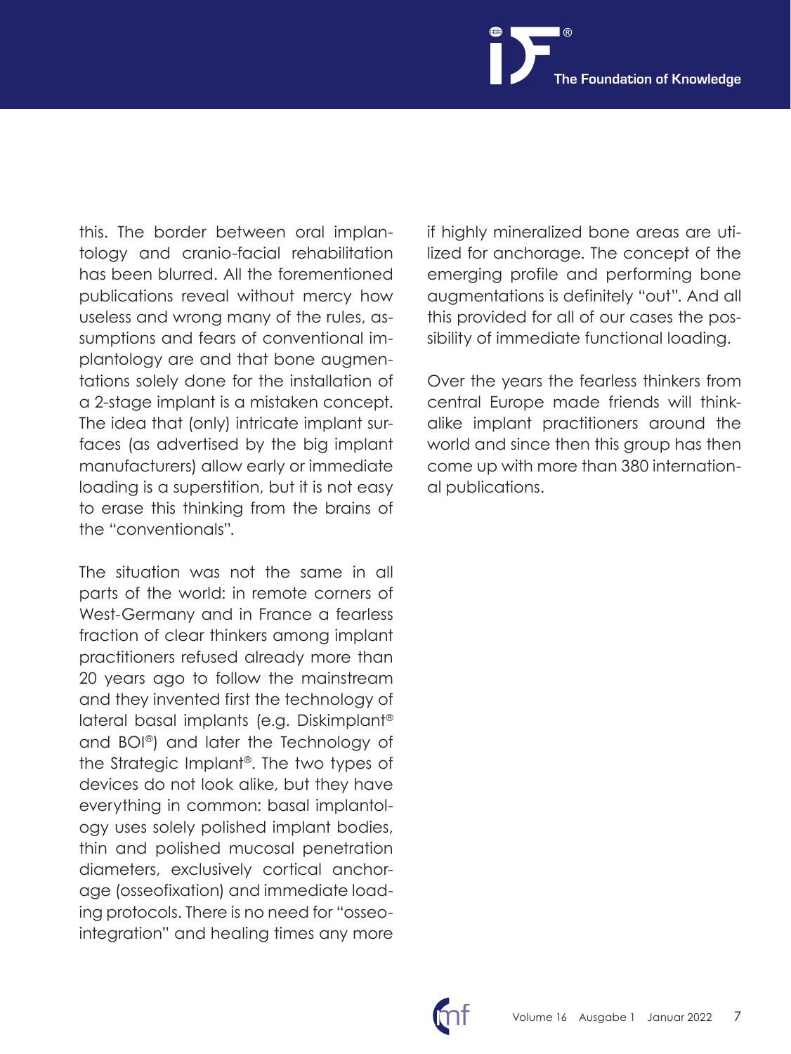this. The border between oral implantology and cranio-facial rehabilitation has been blurred. All the forementioned publications reveal without mercy how useless and wrong many of the rules, assumptions and fears of conventional implantology are and that bone augmentations solely done for the installation of a 2-stage implant is a mistaken concept. The idea that (only) intricate implant surfaces (as advertised by the big implant manufacturers) allow early or immediate loading is a superstition, but it is not easy to erase this thinking from the brains of the "conventionals".

The situation was not the same in all parts of the world: in remote corners of West-Germany and in France a fearless fraction of clear thinkers among implant practitioners refused already more than 20 years ago to follow the mainstream and they invented first the technology of lateral basal implants (e.g. Diskimplant® and BOI®) and later the Technology of the Strategic Implant®. The two types of devices do not look alike, but they have everything in common: basal implantology uses solely polished implant bodies, thin and polished mucosal penetration diameters, exclusively cortical anchorage (osseofixation) and immediate loading protocols. There is no need for "osseointegration" and healing times any more if highly mineralized bone areas are utilized for anchorage. The concept of the emerging profile and performing bone augmentations is definitely "out". And all this provided for all of our cases the possibility of immediate functional loading.

Over the years the fearless thinkers from central Europe made friends will think-alike implant practitioners around the world and since then this group has then come up with more than 380 international publications.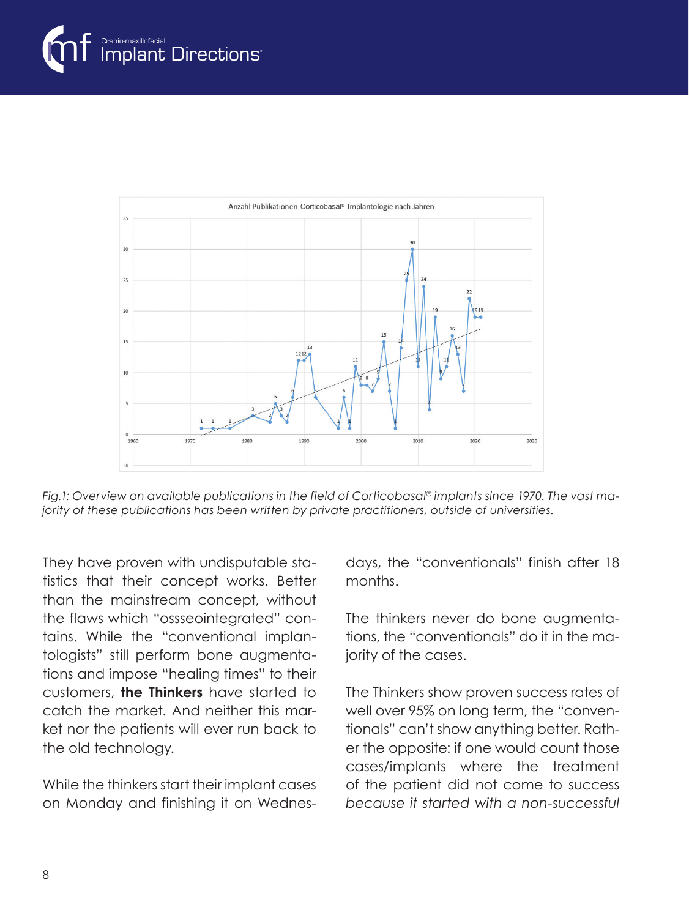*Fig.1: Overview on available publications in the field of Corticobasal® implants since 1970. The vast majority of these publications has been written by private practitioners, outside of universities.*

They have proven with undisputable statistics that their concept works. Better than the mainstream concept, without the flaws which "ossseointegrated" contains. While the "conventional implantologists" still perform bone augmentations and impose "healing times" to their customers, **the Thinkers** have started to catch the market. And neither this market nor the patients will ever run back to the old technology.

While the thinkers start their implant cases on Monday and finishing it on Wednesdays, the "conventionals" finish after 18 months.

The thinkers never do bone augmentations, the "conventionals" do it in the majority of the cases.

The Thinkers show proven success rates of well over 95% on long term, the "conventionals" can't show anything better. Rather the opposite: if one would count those cases/implants where the treatment of the patient did not come to success *because it started with a non-successful*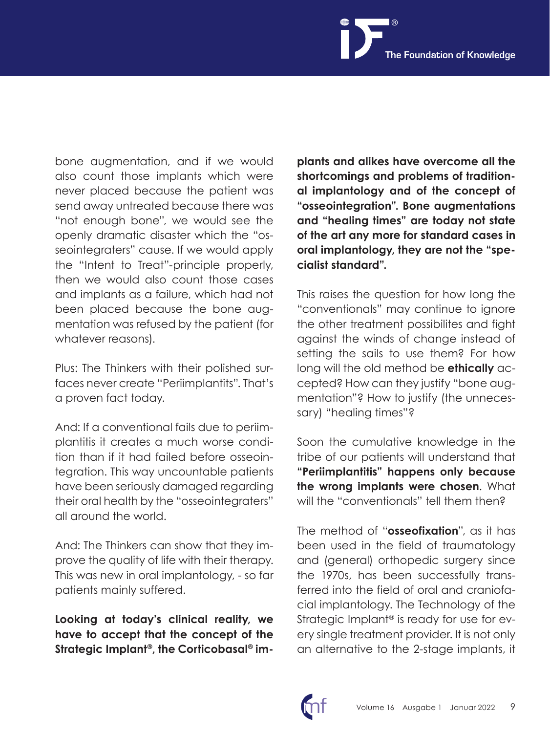bone augmentation, and if we would also count those implants which were never placed because the patient was send away untreated because there was "not enough bone", we would see the openly dramatic disaster which the "osseointegraters" cause. If we would apply the "Intent to Treat"-principle properly, then we would also count those cases and implants as a failure, which had not been placed because the bone augmentation was refused by the patient (for whatever reasons).

Plus: The Thinkers with their polished surfaces never create "Periimplantitis". That's a proven fact today.

And: If a conventional fails due to periimplantitis it creates a much worse condition than if it had failed before osseointegration. This way uncountable patients have been seriously damaged regarding their oral health by the "osseointegraters" all around the world.

And: The Thinkers can show that they improve the quality of life with their therapy. This was new in oral implantology, - so far patients mainly suffered.

**Looking at today's clinical reality, we have to accept that the concept of the Strategic Implant®, the Corticobasal® implants and alikes have overcome all the shortcomings and problems of traditional implantology and of the concept of "osseointegration". Bone augmentations and "healing times" are today not state of the art any more for standard cases in oral implantology, they are not the "specialist standard".**

This raises the question for how long the "conventionals" may continue to ignore the other treatment possibilites and fight against the winds of change instead of setting the sails to use them? For how long will the old method be **ethically** accepted? How can they justify "bone augmentation"? How to justify (the unnecessary) "healing times"?

Soon the cumulative knowledge in the tribe of our patients will understand that **"Periimplantitis" happens only because the wrong implants were chosen**. What will the "conventionals" tell them then?

The method of "**osseofixation**", as it has been used in the field of traumatology and (general) orthopedic surgery since the 1970s, has been successfully transferred into the field of oral and craniofacial implantology. The Technology of the Strategic Implant® is ready for use for every single treatment provider. It is not only an alternative to the 2-stage implants, it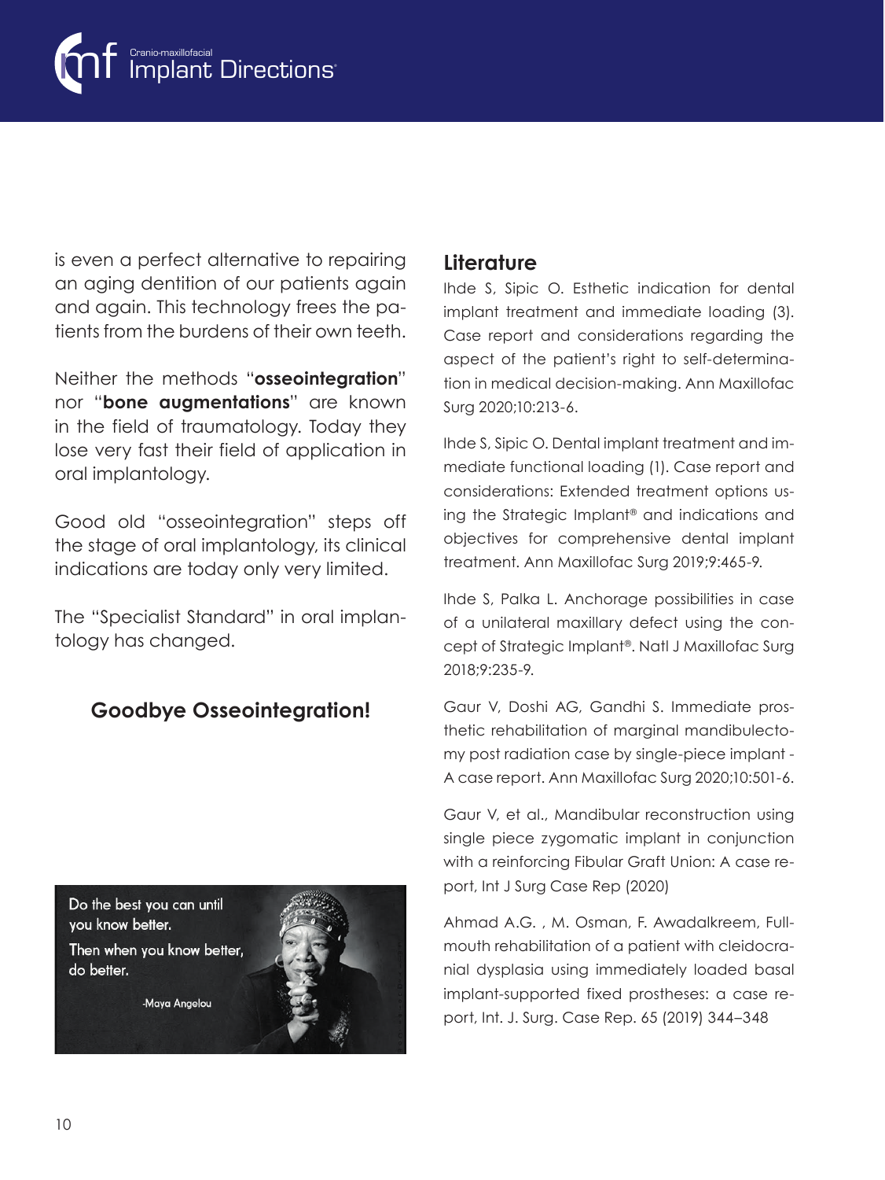is even a perfect alternative to repairing an aging dentition of our patients again and again. This technology frees the patients from the burdens of their own teeth.

Neither the methods "**osseointegration**" nor "**bone augmentations**" are known in the field of traumatology. Today they lose very fast their field of application in oral implantology.

Good old "osseointegration" steps off the stage of oral implantology, its clinical indications are today only very limited.

The "Specialist Standard" in oral implantology has changed.

**Goodbye Osseointegration!**

Do the best you can until you know better.
Then when you know better, do better.

-Maya Angelou

## Literature

Ihde S, Sipic O. Esthetic indication for dental implant treatment and immediate loading (3). Case report and considerations regarding the aspect of the patient's right to self-determination in medical decision-making. Ann Maxillofac Surg 2020;10:213-6.

Ihde S, Sipic O. Dental implant treatment and immediate functional loading (1). Case report and considerations: Extended treatment options using the Strategic Implant® and indications and objectives for comprehensive dental implant treatment. Ann Maxillofac Surg 2019;9:465-9.

Ihde S, Palka L. Anchorage possibilities in case of a unilateral maxillary defect using the concept of Strategic Implant®. Natl J Maxillofac Surg 2018;9:235-9.

Gaur V, Doshi AG, Gandhi S. Immediate prosthetic rehabilitation of marginal mandibulectomy post radiation case by single-piece implant - A case report. Ann Maxillofac Surg 2020;10:501-6.

Gaur V, et al., Mandibular reconstruction using single piece zygomatic implant in conjunction with a reinforcing Fibular Graft Union: A case report, Int J Surg Case Rep (2020)

Ahmad A.G. , M. Osman, F. Awadalkreem, Full-mouth rehabilitation of a patient with cleidocranial dysplasia using immediately loaded basal implant-supported fixed prostheses: a case report, Int. J. Surg. Case Rep. 65 (2019) 344–348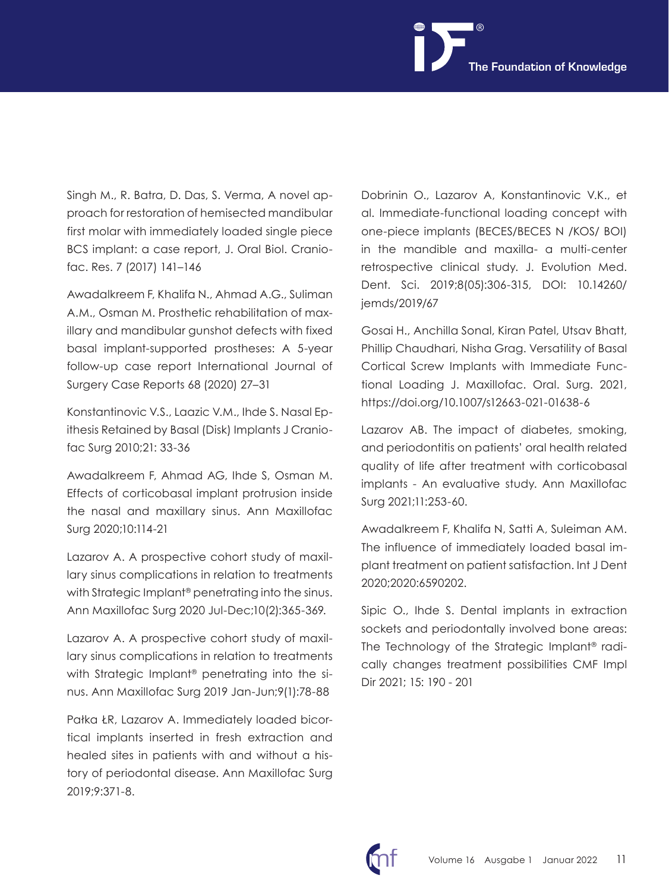Singh M., R. Batra, D. Das, S. Verma, A novel approach for restoration of hemisected mandibular first molar with immediately loaded single piece BCS implant: a case report, J. Oral Biol. Craniofac. Res. 7 (2017) 141–146

Awadalkreem F, Khalifa N., Ahmad A.G., Suliman A.M., Osman M. Prosthetic rehabilitation of maxillary and mandibular gunshot defects with fixed basal implant-supported prostheses: A 5-year follow-up case report International Journal of Surgery Case Reports 68 (2020) 27–31

Konstantinovic V.S., Laazic V.M., Ihde S. Nasal Epithesis Retained by Basal (Disk) Implants J Craniofac Surg 2010;21: 33-36

Awadalkreem F, Ahmad AG, Ihde S, Osman M. Effects of corticobasal implant protrusion inside the nasal and maxillary sinus. Ann Maxillofac Surg 2020;10:114-21

Lazarov A. A prospective cohort study of maxillary sinus complications in relation to treatments with Strategic Implant® penetrating into the sinus. Ann Maxillofac Surg 2020 Jul-Dec;10(2):365-369.

Lazarov A. A prospective cohort study of maxillary sinus complications in relation to treatments with Strategic Implant® penetrating into the sinus. Ann Maxillofac Surg 2019 Jan-Jun;9(1):78-88

Pałka ŁR, Lazarov A. Immediately loaded bicortical implants inserted in fresh extraction and healed sites in patients with and without a history of periodontal disease. Ann Maxillofac Surg 2019;9:371-8.

Dobrinin O., Lazarov A, Konstantinovic V.K., et al. Immediate-functional loading concept with one-piece implants (BECES/BECES N /KOS/ BOI) in the mandible and maxilla- a multi-center retrospective clinical study. J. Evolution Med. Dent. Sci. 2019;8(05):306-315, DOI: 10.14260/jemds/2019/67

Gosai H., Anchilla Sonal, Kiran Patel, Utsav Bhatt, Phillip Chaudhari, Nisha Grag. Versatility of Basal Cortical Screw Implants with Immediate Functional Loading J. Maxillofac. Oral. Surg. 2021, https://doi.org/10.1007/s12663-021-01638-6

Lazarov AB. The impact of diabetes, smoking, and periodontitis on patients' oral health related quality of life after treatment with corticobasal implants - An evaluative study. Ann Maxillofac Surg 2021;11:253-60.

Awadalkreem F, Khalifa N, Satti A, Suleiman AM. The influence of immediately loaded basal implant treatment on patient satisfaction. Int J Dent 2020;2020:6590202.

Sipic O., Ihde S. Dental implants in extraction sockets and periodontally involved bone areas: The Technology of the Strategic Implant® radically changes treatment possibilities CMF Impl Dir 2021; 15: 190 - 201